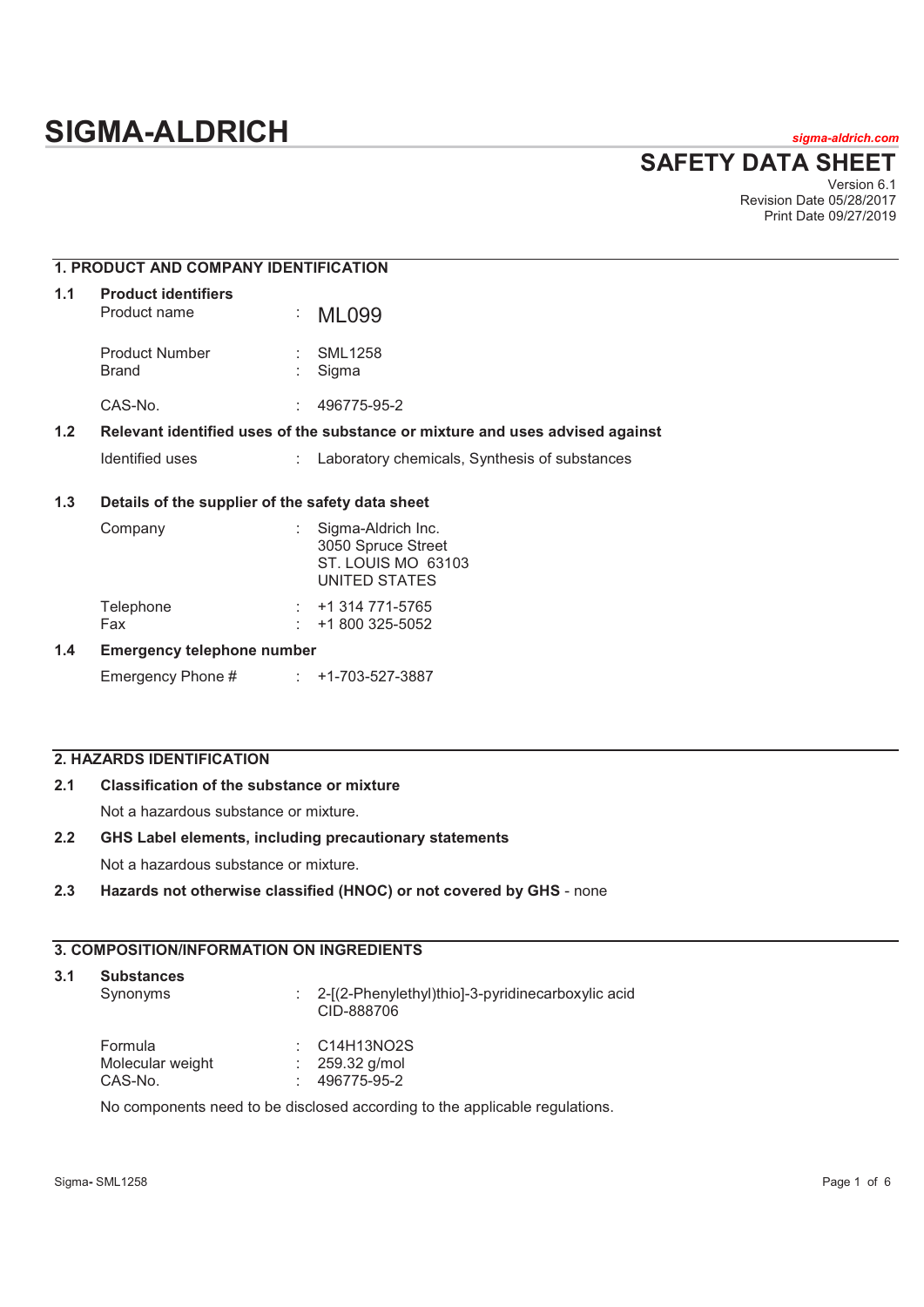# SIGMA-ALDRICH

*sigma-aldrich.com*

## SAFETY DATA SHEET

Version 6.1
Revision Date 05/28/2017
Print Date 09/27/2019

## 1. PRODUCT AND COMPANY IDENTIFICATION

### 1.1 Product identifiers

| | | |
|---|---|---|
| Product name | : | ML099 |
| Product Number | : | SML1258 |
| Brand | : | Sigma |
| CAS-No. | : | 496775-95-2 |

### 1.2 Relevant identified uses of the substance or mixture and uses advised against

| | | |
|---|---|---|
| Identified uses | : | Laboratory chemicals, Synthesis of substances |

### 1.3 Details of the supplier of the safety data sheet

| | | |
|---|---|---|
| Company | : | Sigma-Aldrich Inc.<br>3050 Spruce Street<br>ST. LOUIS MO 63103<br>UNITED STATES |
| Telephone | : | +1 314 771-5765 |
| Fax | : | +1 800 325-5052 |

### 1.4 Emergency telephone number

| | | |
|---|---|---|
| Emergency Phone # | : | +1-703-527-3887 |

## 2. HAZARDS IDENTIFICATION

### 2.1 Classification of the substance or mixture

Not a hazardous substance or mixture.

### 2.2 GHS Label elements, including precautionary statements

Not a hazardous substance or mixture.

### 2.3 Hazards not otherwise classified (HNOC) or not covered by GHS - none

## 3. COMPOSITION/INFORMATION ON INGREDIENTS

### 3.1 Substances

| | | |
|---|---|---|
| Synonyms | : | 2-[(2-Phenylethyl)thio]-3-pyridinecarboxylic acid<br>CID-888706 |
| Formula | : | $C_{14}H_{13}NO_2S$ |
| Molecular weight | : | 259.32 g/mol |
| CAS-No. | : | 496775-95-2 |

No components need to be disclosed according to the applicable regulations.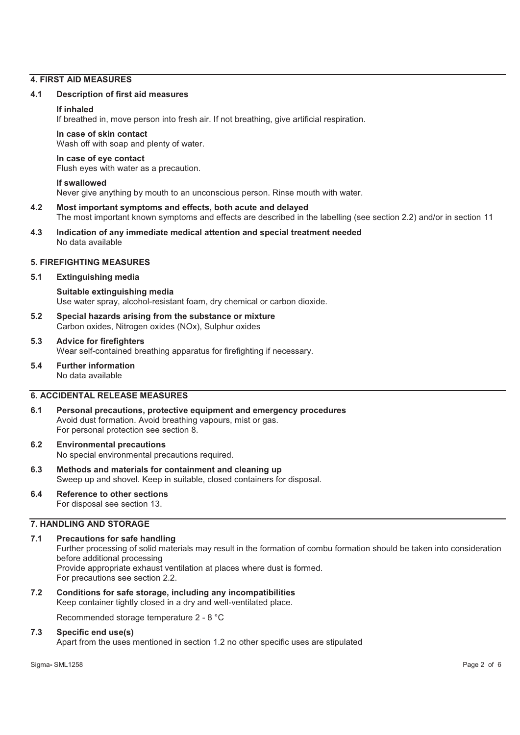## 4. FIRST AID MEASURES

### 4.1 Description of first aid measures

**If inhaled**
If breathed in, move person into fresh air. If not breathing, give artificial respiration.

**In case of skin contact**
Wash off with soap and plenty of water.

**In case of eye contact**
Flush eyes with water as a precaution.

**If swallowed**
Never give anything by mouth to an unconscious person. Rinse mouth with water.

### 4.2 Most important symptoms and effects, both acute and delayed
The most important known symptoms and effects are described in the labelling (see section 2.2) and/or in section 11

### 4.3 Indication of any immediate medical attention and special treatment needed
No data available

## 5. FIREFIGHTING MEASURES

### 5.1 Extinguishing media

**Suitable extinguishing media**
Use water spray, alcohol-resistant foam, dry chemical or carbon dioxide.

### 5.2 Special hazards arising from the substance or mixture
Carbon oxides, Nitrogen oxides (NOx), Sulphur oxides

### 5.3 Advice for firefighters
Wear self-contained breathing apparatus for firefighting if necessary.

### 5.4 Further information
No data available

## 6. ACCIDENTAL RELEASE MEASURES

### 6.1 Personal precautions, protective equipment and emergency procedures
Avoid dust formation. Avoid breathing vapours, mist or gas.
For personal protection see section 8.

### 6.2 Environmental precautions
No special environmental precautions required.

### 6.3 Methods and materials for containment and cleaning up
Sweep up and shovel. Keep in suitable, closed containers for disposal.

### 6.4 Reference to other sections
For disposal see section 13.

## 7. HANDLING AND STORAGE

### 7.1 Precautions for safe handling
Further processing of solid materials may result in the formation of combu formation should be taken into consideration before additional processing
Provide appropriate exhaust ventilation at places where dust is formed.
For precautions see section 2.2.

### 7.2 Conditions for safe storage, including any incompatibilities
Keep container tightly closed in a dry and well-ventilated place.

Recommended storage temperature 2 - 8 °C

### 7.3 Specific end use(s)
Apart from the uses mentioned in section 1.2 no other specific uses are stipulated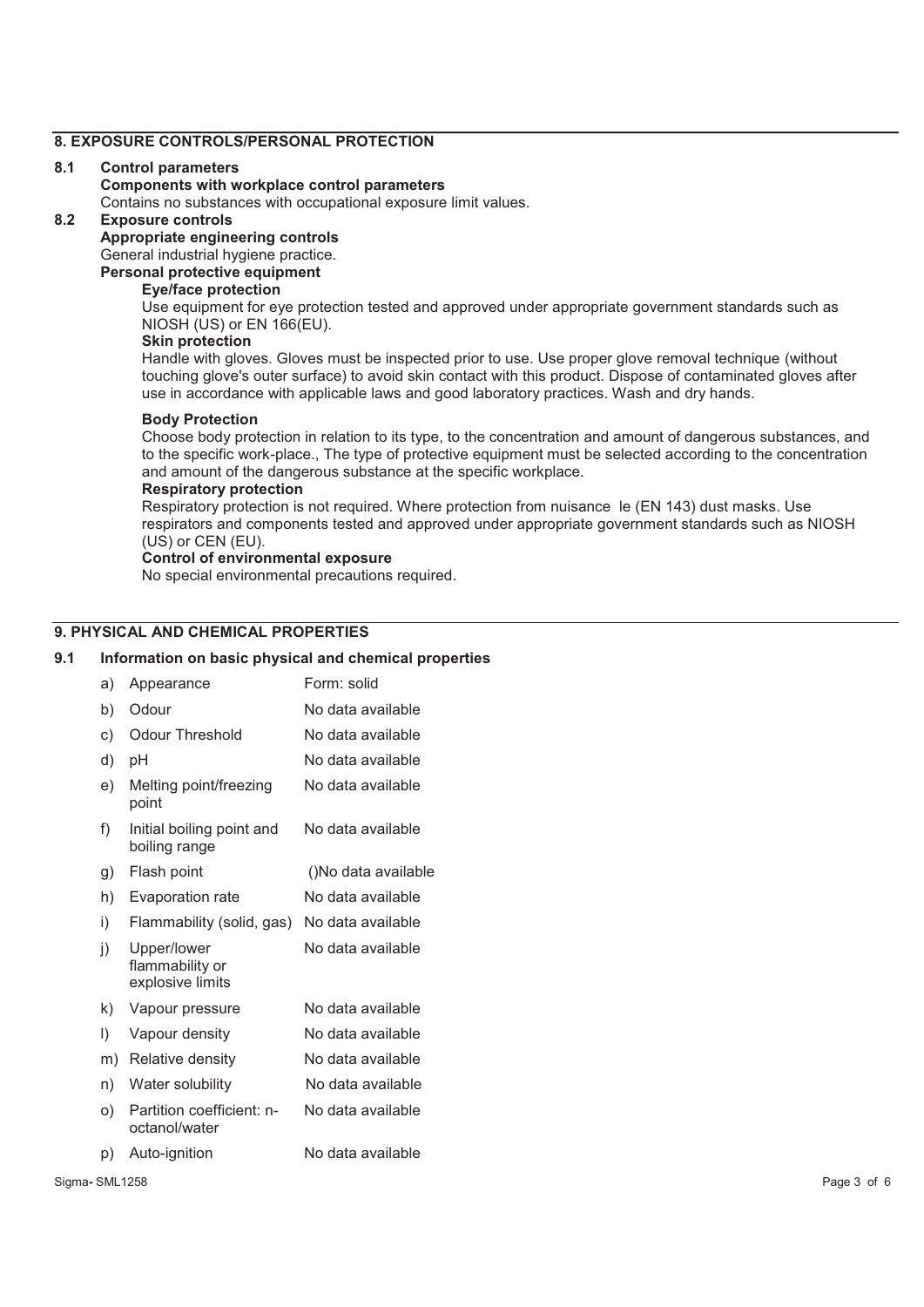## 8. EXPOSURE CONTROLS/PERSONAL PROTECTION

**8.1 Control parameters**

**Components with workplace control parameters**

Contains no substances with occupational exposure limit values.

**8.2 Exposure controls**

**Appropriate engineering controls**

General industrial hygiene practice.

**Personal protective equipment**

**Eye/face protection**

Use equipment for eye protection tested and approved under appropriate government standards such as NIOSH (US) or EN 166(EU).

**Skin protection**

Handle with gloves. Gloves must be inspected prior to use. Use proper glove removal technique (without touching glove's outer surface) to avoid skin contact with this product. Dispose of contaminated gloves after use in accordance with applicable laws and good laboratory practices. Wash and dry hands.

**Body Protection**

Choose body protection in relation to its type, to the concentration and amount of dangerous substances, and to the specific work-place., The type of protective equipment must be selected according to the concentration and amount of the dangerous substance at the specific workplace.

**Respiratory protection**

Respiratory protection is not required. Where protection from nuisance le (EN 143) dust masks. Use respirators and components tested and approved under appropriate government standards such as NIOSH (US) or CEN (EU).

**Control of environmental exposure**

No special environmental precautions required.

## 9. PHYSICAL AND CHEMICAL PROPERTIES

**9.1 Information on basic physical and chemical properties**

| | | |
|---|---|---|
| a) | Appearance | Form: solid |
| b) | Odour | No data available |
| c) | Odour Threshold | No data available |
| d) | pH | No data available |
| e) | Melting point/freezing point | No data available |
| f) | Initial boiling point and boiling range | No data available |
| g) | Flash point | ()No data available |
| h) | Evaporation rate | No data available |
| i) | Flammability (solid, gas) | No data available |
| j) | Upper/lower flammability or explosive limits | No data available |
| k) | Vapour pressure | No data available |
| l) | Vapour density | No data available |
| m) | Relative density | No data available |
| n) | Water solubility | No data available |
| o) | Partition coefficient: n-octanol/water | No data available |
| p) | Auto-ignition | No data available |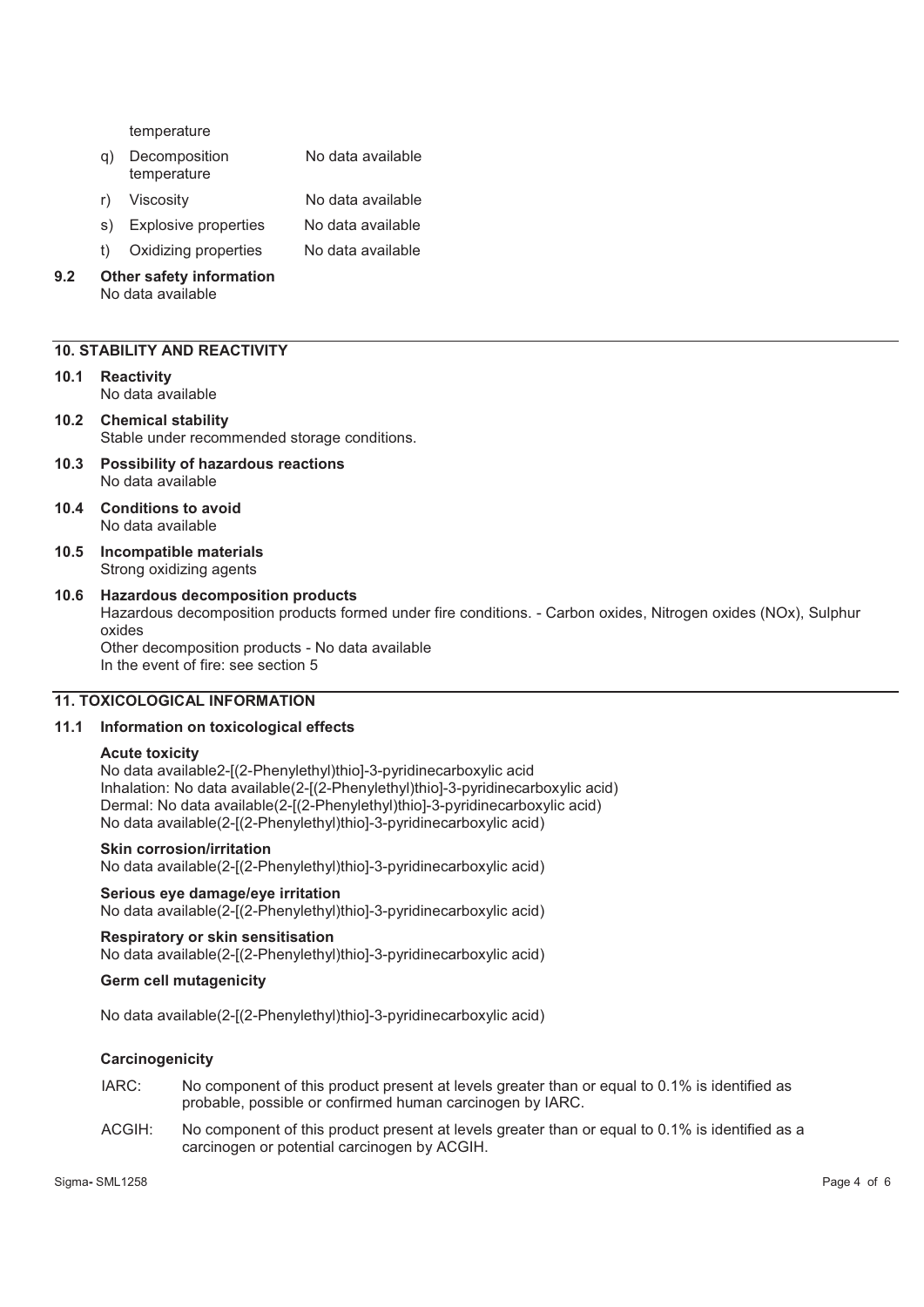temperature

q) Decomposition temperature — No data available

r) Viscosity — No data available

s) Explosive properties — No data available

t) Oxidizing properties — No data available

**9.2 Other safety information**
No data available

## 10. STABILITY AND REACTIVITY

**10.1 Reactivity**
No data available

**10.2 Chemical stability**
Stable under recommended storage conditions.

**10.3 Possibility of hazardous reactions**
No data available

**10.4 Conditions to avoid**
No data available

**10.5 Incompatible materials**
Strong oxidizing agents

**10.6 Hazardous decomposition products**
Hazardous decomposition products formed under fire conditions. - Carbon oxides, Nitrogen oxides (NOx), Sulphur oxides
Other decomposition products - No data available
In the event of fire: see section 5

## 11. TOXICOLOGICAL INFORMATION

**11.1 Information on toxicological effects**

**Acute toxicity**
No data available2-[(2-Phenylethyl)thio]-3-pyridinecarboxylic acid
Inhalation: No data available(2-[(2-Phenylethyl)thio]-3-pyridinecarboxylic acid)
Dermal: No data available(2-[(2-Phenylethyl)thio]-3-pyridinecarboxylic acid)
No data available(2-[(2-Phenylethyl)thio]-3-pyridinecarboxylic acid)

**Skin corrosion/irritation**
No data available(2-[(2-Phenylethyl)thio]-3-pyridinecarboxylic acid)

**Serious eye damage/eye irritation**
No data available(2-[(2-Phenylethyl)thio]-3-pyridinecarboxylic acid)

**Respiratory or skin sensitisation**
No data available(2-[(2-Phenylethyl)thio]-3-pyridinecarboxylic acid)

**Germ cell mutagenicity**

No data available(2-[(2-Phenylethyl)thio]-3-pyridinecarboxylic acid)

**Carcinogenicity**

IARC: No component of this product present at levels greater than or equal to 0.1% is identified as probable, possible or confirmed human carcinogen by IARC.

ACGIH: No component of this product present at levels greater than or equal to 0.1% is identified as a carcinogen or potential carcinogen by ACGIH.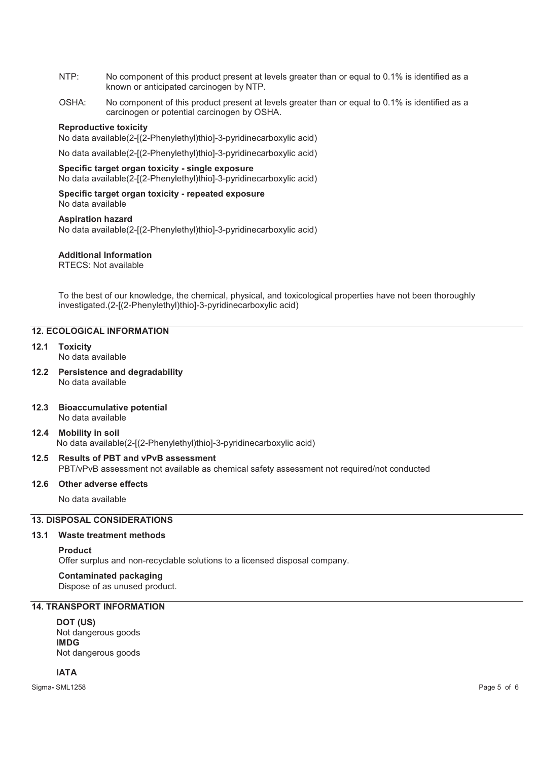NTP: No component of this product present at levels greater than or equal to 0.1% is identified as a known or anticipated carcinogen by NTP.

OSHA: No component of this product present at levels greater than or equal to 0.1% is identified as a carcinogen or potential carcinogen by OSHA.

**Reproductive toxicity**
No data available(2-[(2-Phenylethyl)thio]-3-pyridinecarboxylic acid)

No data available(2-[(2-Phenylethyl)thio]-3-pyridinecarboxylic acid)

**Specific target organ toxicity - single exposure**
No data available(2-[(2-Phenylethyl)thio]-3-pyridinecarboxylic acid)

**Specific target organ toxicity - repeated exposure**
No data available

**Aspiration hazard**
No data available(2-[(2-Phenylethyl)thio]-3-pyridinecarboxylic acid)

**Additional Information**
RTECS: Not available

To the best of our knowledge, the chemical, physical, and toxicological properties have not been thoroughly investigated.(2-[(2-Phenylethyl)thio]-3-pyridinecarboxylic acid)

## 12. ECOLOGICAL INFORMATION

### 12.1 Toxicity
No data available

### 12.2 Persistence and degradability
No data available

### 12.3 Bioaccumulative potential
No data available

### 12.4 Mobility in soil
No data available(2-[(2-Phenylethyl)thio]-3-pyridinecarboxylic acid)

### 12.5 Results of PBT and vPvB assessment
PBT/vPvB assessment not available as chemical safety assessment not required/not conducted

### 12.6 Other adverse effects
No data available

## 13. DISPOSAL CONSIDERATIONS

### 13.1 Waste treatment methods

**Product**
Offer surplus and non-recyclable solutions to a licensed disposal company.

**Contaminated packaging**
Dispose of as unused product.

## 14. TRANSPORT INFORMATION

**DOT (US)**
Not dangerous goods

**IMDG**
Not dangerous goods

**IATA**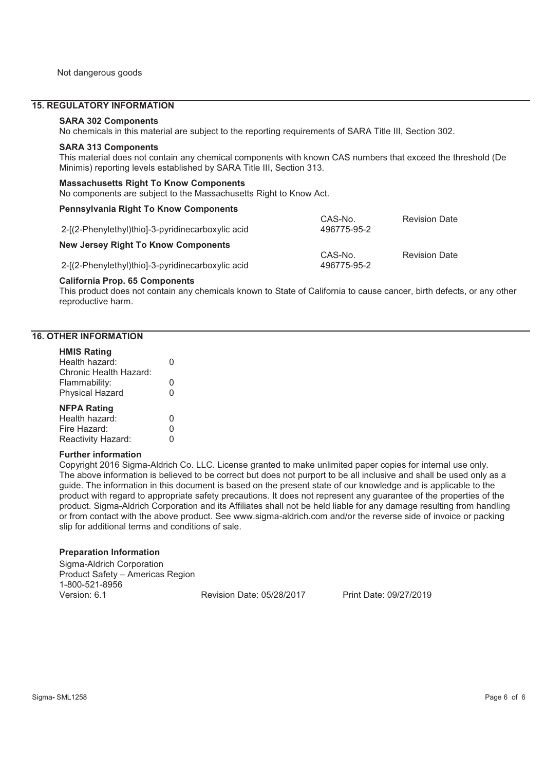Not dangerous goods

## 15. REGULATORY INFORMATION

**SARA 302 Components**

No chemicals in this material are subject to the reporting requirements of SARA Title III, Section 302.

**SARA 313 Components**

This material does not contain any chemical components with known CAS numbers that exceed the threshold (De Minimis) reporting levels established by SARA Title III, Section 313.

**Massachusetts Right To Know Components**

No components are subject to the Massachusetts Right to Know Act.

**Pennsylvania Right To Know Components**

| | CAS-No. | Revision Date |
|---|---|---|
| 2-[(2-Phenylethyl)thio]-3-pyridinecarboxylic acid | 496775-95-2 | |

**New Jersey Right To Know Components**

| | CAS-No. | Revision Date |
|---|---|---|
| 2-[(2-Phenylethyl)thio]-3-pyridinecarboxylic acid | 496775-95-2 | |

**California Prop. 65 Components**

This product does not contain any chemicals known to State of California to cause cancer, birth defects, or any other reproductive harm.

## 16. OTHER INFORMATION

**HMIS Rating**

| | |
|---|---|
| Health hazard: | 0 |
| Chronic Health Hazard: | |
| Flammability: | 0 |
| Physical Hazard | 0 |

**NFPA Rating**

| | |
|---|---|
| Health hazard: | 0 |
| Fire Hazard: | 0 |
| Reactivity Hazard: | 0 |

**Further information**

Copyright 2016 Sigma-Aldrich Co. LLC. License granted to make unlimited paper copies for internal use only.
The above information is believed to be correct but does not purport to be all inclusive and shall be used only as a guide. The information in this document is based on the present state of our knowledge and is applicable to the product with regard to appropriate safety precautions. It does not represent any guarantee of the properties of the product. Sigma-Aldrich Corporation and its Affiliates shall not be held liable for any damage resulting from handling or from contact with the above product. See www.sigma-aldrich.com and/or the reverse side of invoice or packing slip for additional terms and conditions of sale.

**Preparation Information**

Sigma-Aldrich Corporation
Product Safety – Americas Region
1-800-521-8956
Version: 6.1 Revision Date: 05/28/2017 Print Date: 09/27/2019